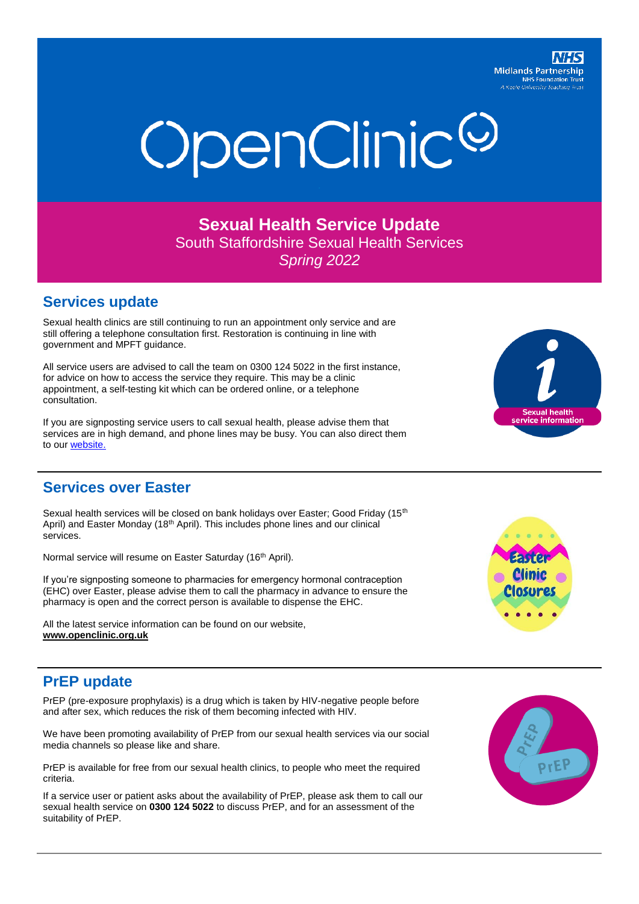Midlands Partnership NHS Foundation Trust
A Keele University Teaching Trust

# OpenClinic

## Sexual Health Service Update

South Staffordshire Sexual Health Services

*Spring 2022*

## Services update

Sexual health clinics are still continuing to run an appointment only service and are still offering a telephone consultation first. Restoration is continuing in line with government and MPFT guidance.

All service users are advised to call the team on 0300 124 5022 in the first instance, for advice on how to access the service they require. This may be a clinic appointment, a self-testing kit which can be ordered online, or a telephone consultation.

If you are signposting service users to call sexual health, please advise them that services are in high demand, and phone lines may be busy. You can also direct them to our website.

## Services over Easter

Sexual health services will be closed on bank holidays over Easter; Good Friday (15th April) and Easter Monday (18th April). This includes phone lines and our clinical services.

Normal service will resume on Easter Saturday (16th April).

If you're signposting someone to pharmacies for emergency hormonal contraception (EHC) over Easter, please advise them to call the pharmacy in advance to ensure the pharmacy is open and the correct person is available to dispense the EHC.

All the latest service information can be found on our website, **www.openclinic.org.uk**

## PrEP update

PrEP (pre-exposure prophylaxis) is a drug which is taken by HIV-negative people before and after sex, which reduces the risk of them becoming infected with HIV.

We have been promoting availability of PrEP from our sexual health services via our social media channels so please like and share.

PrEP is available for free from our sexual health clinics, to people who meet the required criteria.

If a service user or patient asks about the availability of PrEP, please ask them to call our sexual health service on **0300 124 5022** to discuss PrEP, and for an assessment of the suitability of PrEP.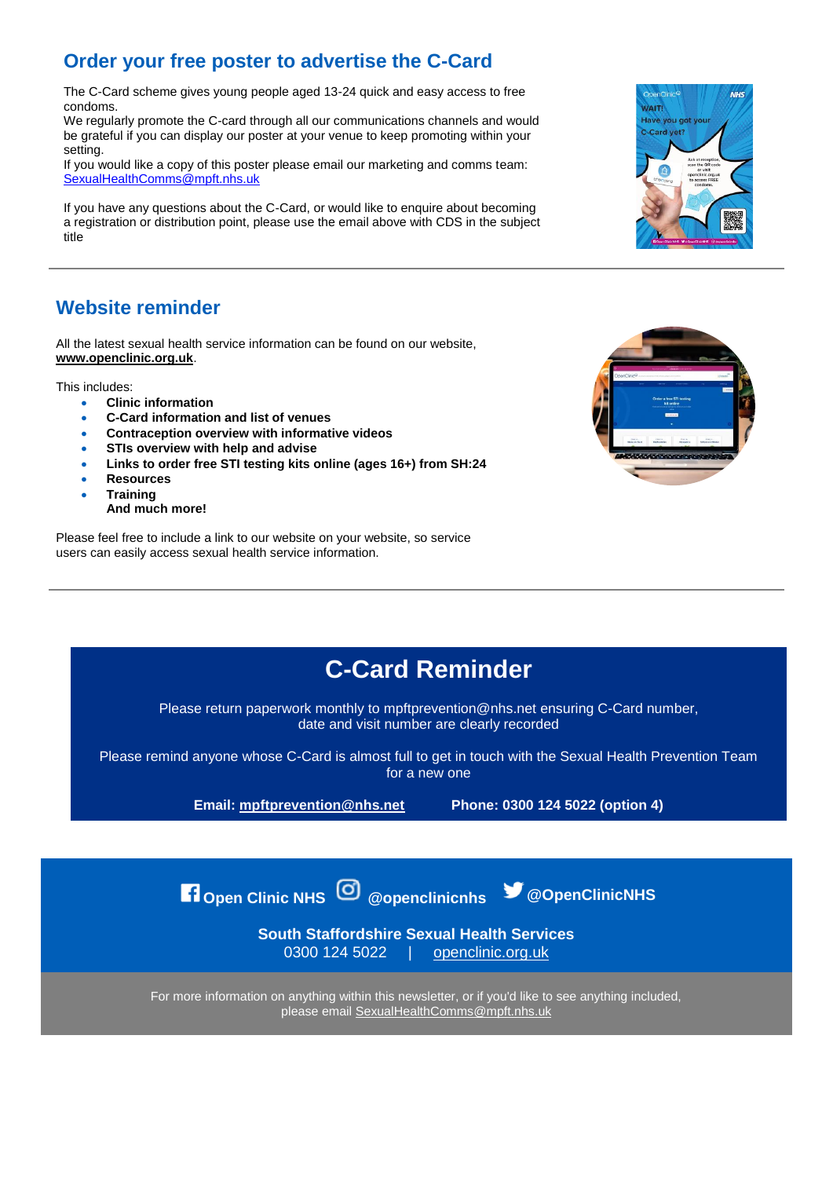## Order your free poster to advertise the C-Card

The C-Card scheme gives young people aged 13-24 quick and easy access to free condoms.
We regularly promote the C-card through all our communications channels and would be grateful if you can display our poster at your venue to keep promoting within your setting.
If you would like a copy of this poster please email our marketing and comms team: SexualHealthComms@mpft.nhs.uk

If you have any questions about the C-Card, or would like to enquire about becoming a registration or distribution point, please use the email above with CDS in the subject title

---

## Website reminder

All the latest sexual health service information can be found on our website, **www.openclinic.org.uk**.

This includes:

- **Clinic information**
- **C-Card information and list of venues**
- **Contraception overview with informative videos**
- **STIs overview with help and advise**
- **Links to order free STI testing kits online (ages 16+) from SH:24**
- **Resources**
- **Training**

**And much more!**

Please feel free to include a link to our website on your website, so service users can easily access sexual health service information.

---

## C-Card Reminder

Please return paperwork monthly to mpftprevention@nhs.net ensuring C-Card number, date and visit number are clearly recorded

Please remind anyone whose C-Card is almost full to get in touch with the Sexual Health Prevention Team for a new one

**Email: mpftprevention@nhs.net** **Phone: 0300 124 5022 (option 4)**

**Open Clinic NHS** **@openclinicnhs** **@OpenClinicNHS**

**South Staffordshire Sexual Health Services**
0300 124 5022 | openclinic.org.uk

For more information on anything within this newsletter, or if you'd like to see anything included, please email SexualHealthComms@mpft.nhs.uk